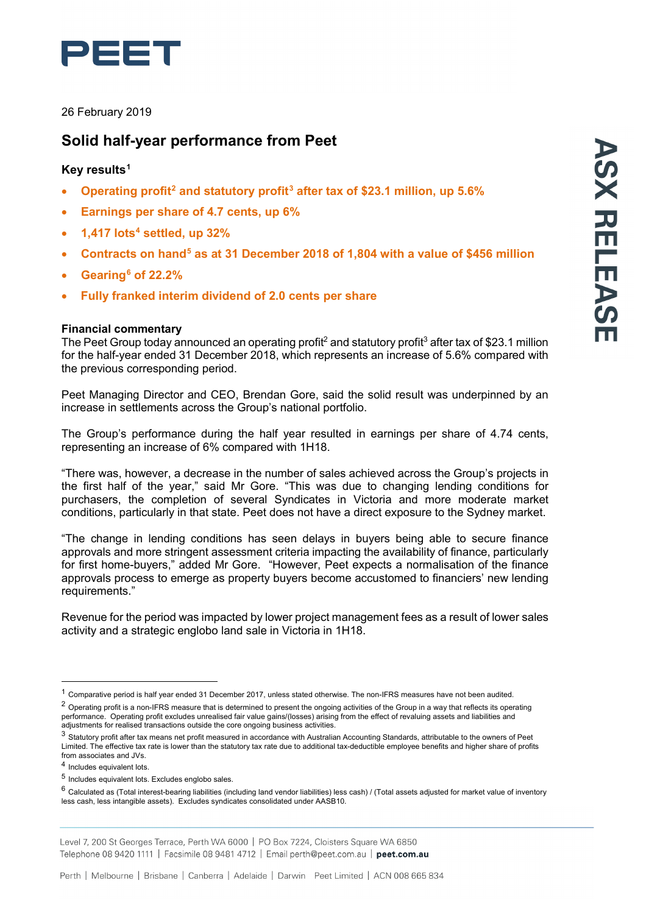PEET

26 February 2019

## Solid half-year performance from Peet

### Key results[1]

- **Operating profit[2] and statutory profit[3] after tax of $23.1 million, up 5.6%**
- **Earnings per share of 4.7 cents, up 6%**
- **1,417 lots[4] settled, up 32%**
- **Contracts on hand[5] as at 31 December 2018 of 1,804 with a value of $456 million**
- **Gearing[6] of 22.2%**
- **Fully franked interim dividend of 2.0 cents per share**

**Financial commentary**

The Peet Group today announced an operating profit[2] and statutory profit[3] after tax of $23.1 million for the half-year ended 31 December 2018, which represents an increase of 5.6% compared with the previous corresponding period.

Peet Managing Director and CEO, Brendan Gore, said the solid result was underpinned by an increase in settlements across the Group's national portfolio.

The Group's performance during the half year resulted in earnings per share of 4.74 cents, representing an increase of 6% compared with 1H18.

"There was, however, a decrease in the number of sales achieved across the Group's projects in the first half of the year," said Mr Gore. "This was due to changing lending conditions for purchasers, the completion of several Syndicates in Victoria and more moderate market conditions, particularly in that state. Peet does not have a direct exposure to the Sydney market.

"The change in lending conditions has seen delays in buyers being able to secure finance approvals and more stringent assessment criteria impacting the availability of finance, particularly for first home-buyers," added Mr Gore. "However, Peet expects a normalisation of the finance approvals process to emerge as property buyers become accustomed to financiers' new lending requirements."

Revenue for the period was impacted by lower project management fees as a result of lower sales activity and a strategic englobo land sale in Victoria in 1H18.

---

[1] Comparative period is half year ended 31 December 2017, unless stated otherwise. The non-IFRS measures have not been audited.

[2] Operating profit is a non-IFRS measure that is determined to present the ongoing activities of the Group in a way that reflects its operating performance. Operating profit excludes unrealised fair value gains/(losses) arising from the effect of revaluing assets and liabilities and adjustments for realised transactions outside the core ongoing business activities.

[3] Statutory profit after tax means net profit measured in accordance with Australian Accounting Standards, attributable to the owners of Peet Limited. The effective tax rate is lower than the statutory tax rate due to additional tax-deductible employee benefits and higher share of profits from associates and JVs.

[4] Includes equivalent lots.

[5] Includes equivalent lots. Excludes englobo sales.

[6] Calculated as (Total interest-bearing liabilities (including land vendor liabilities) less cash) / (Total assets adjusted for market value of inventory less cash, less intangible assets). Excludes syndicates consolidated under AASB10.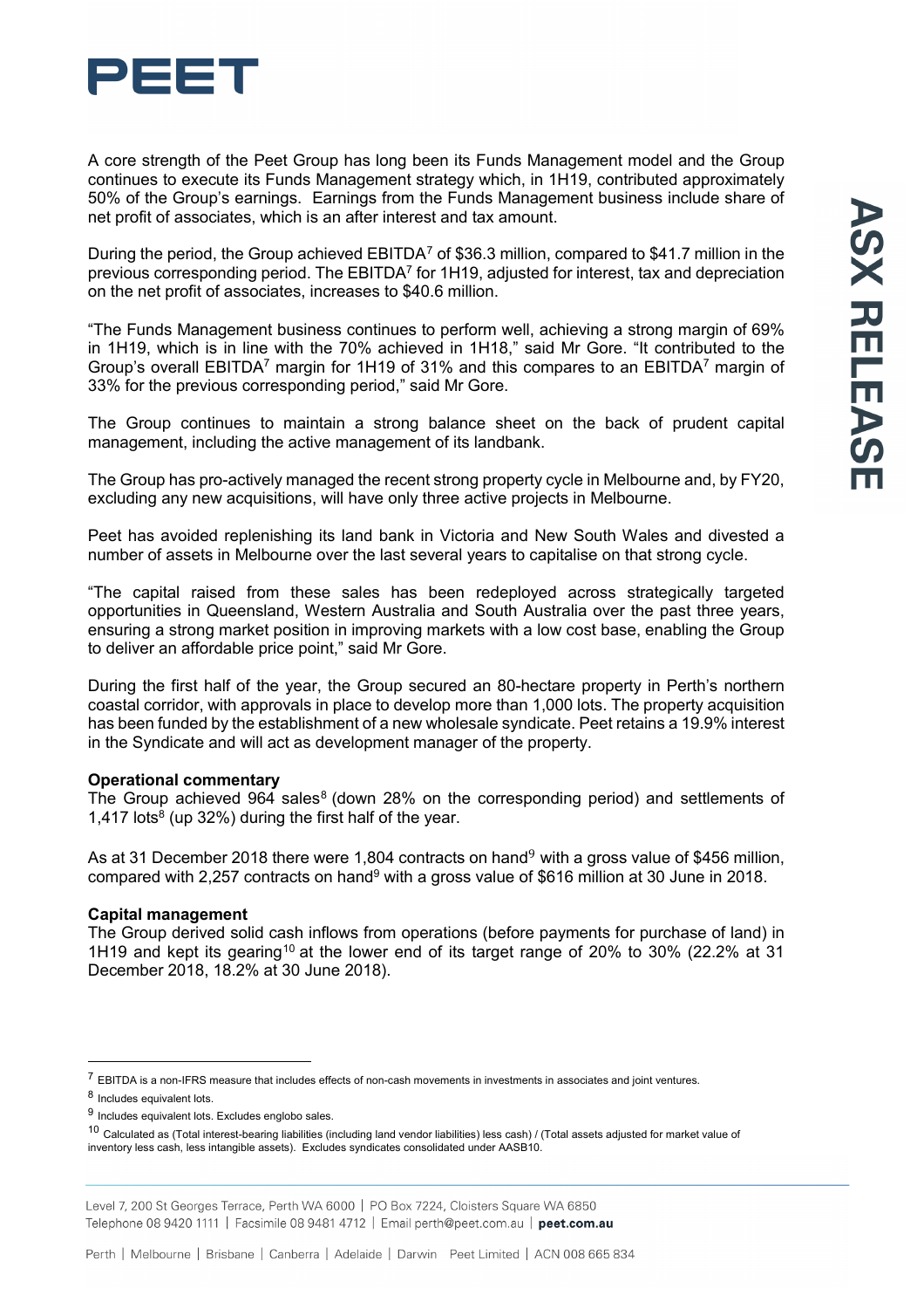A core strength of the Peet Group has long been its Funds Management model and the Group continues to execute its Funds Management strategy which, in 1H19, contributed approximately 50% of the Group's earnings. Earnings from the Funds Management business include share of net profit of associates, which is an after interest and tax amount.

During the period, the Group achieved EBITDA[7] of $36.3 million, compared to $41.7 million in the previous corresponding period. The EBITDA[7] for 1H19, adjusted for interest, tax and depreciation on the net profit of associates, increases to $40.6 million.

"The Funds Management business continues to perform well, achieving a strong margin of 69% in 1H19, which is in line with the 70% achieved in 1H18," said Mr Gore. "It contributed to the Group's overall EBITDA[7] margin for 1H19 of 31% and this compares to an EBITDA[7] margin of 33% for the previous corresponding period," said Mr Gore.

The Group continues to maintain a strong balance sheet on the back of prudent capital management, including the active management of its landbank.

The Group has pro-actively managed the recent strong property cycle in Melbourne and, by FY20, excluding any new acquisitions, will have only three active projects in Melbourne.

Peet has avoided replenishing its land bank in Victoria and New South Wales and divested a number of assets in Melbourne over the last several years to capitalise on that strong cycle.

"The capital raised from these sales has been redeployed across strategically targeted opportunities in Queensland, Western Australia and South Australia over the past three years, ensuring a strong market position in improving markets with a low cost base, enabling the Group to deliver an affordable price point," said Mr Gore.

During the first half of the year, the Group secured an 80-hectare property in Perth's northern coastal corridor, with approvals in place to develop more than 1,000 lots. The property acquisition has been funded by the establishment of a new wholesale syndicate. Peet retains a 19.9% interest in the Syndicate and will act as development manager of the property.

**Operational commentary**

The Group achieved 964 sales[8] (down 28% on the corresponding period) and settlements of 1,417 lots[8] (up 32%) during the first half of the year.

As at 31 December 2018 there were 1,804 contracts on hand[9] with a gross value of $456 million, compared with 2,257 contracts on hand[9] with a gross value of $616 million at 30 June in 2018.

**Capital management**

The Group derived solid cash inflows from operations (before payments for purchase of land) in 1H19 and kept its gearing[10] at the lower end of its target range of 20% to 30% (22.2% at 31 December 2018, 18.2% at 30 June 2018).

---

[7] EBITDA is a non-IFRS measure that includes effects of non-cash movements in investments in associates and joint ventures.

[8] Includes equivalent lots.

[9] Includes equivalent lots. Excludes englobo sales.

[10] Calculated as (Total interest-bearing liabilities (including land vendor liabilities) less cash) / (Total assets adjusted for market value of inventory less cash, less intangible assets). Excludes syndicates consolidated under AASB10.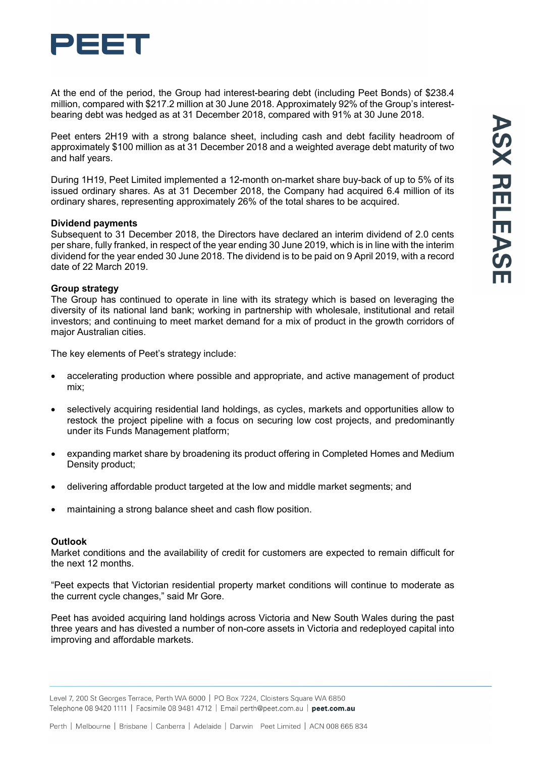At the end of the period, the Group had interest-bearing debt (including Peet Bonds) of $238.4 million, compared with $217.2 million at 30 June 2018. Approximately 92% of the Group's interest-bearing debt was hedged as at 31 December 2018, compared with 91% at 30 June 2018.

Peet enters 2H19 with a strong balance sheet, including cash and debt facility headroom of approximately $100 million as at 31 December 2018 and a weighted average debt maturity of two and half years.

During 1H19, Peet Limited implemented a 12-month on-market share buy-back of up to 5% of its issued ordinary shares. As at 31 December 2018, the Company had acquired 6.4 million of its ordinary shares, representing approximately 26% of the total shares to be acquired.

**Dividend payments**
Subsequent to 31 December 2018, the Directors have declared an interim dividend of 2.0 cents per share, fully franked, in respect of the year ending 30 June 2019, which is in line with the interim dividend for the year ended 30 June 2018. The dividend is to be paid on 9 April 2019, with a record date of 22 March 2019.

**Group strategy**
The Group has continued to operate in line with its strategy which is based on leveraging the diversity of its national land bank; working in partnership with wholesale, institutional and retail investors; and continuing to meet market demand for a mix of product in the growth corridors of major Australian cities.

The key elements of Peet's strategy include:

- accelerating production where possible and appropriate, and active management of product mix;
- selectively acquiring residential land holdings, as cycles, markets and opportunities allow to restock the project pipeline with a focus on securing low cost projects, and predominantly under its Funds Management platform;
- expanding market share by broadening its product offering in Completed Homes and Medium Density product;
- delivering affordable product targeted at the low and middle market segments; and
- maintaining a strong balance sheet and cash flow position.

**Outlook**
Market conditions and the availability of credit for customers are expected to remain difficult for the next 12 months.

"Peet expects that Victorian residential property market conditions will continue to moderate as the current cycle changes," said Mr Gore.

Peet has avoided acquiring land holdings across Victoria and New South Wales during the past three years and has divested a number of non-core assets in Victoria and redeployed capital into improving and affordable markets.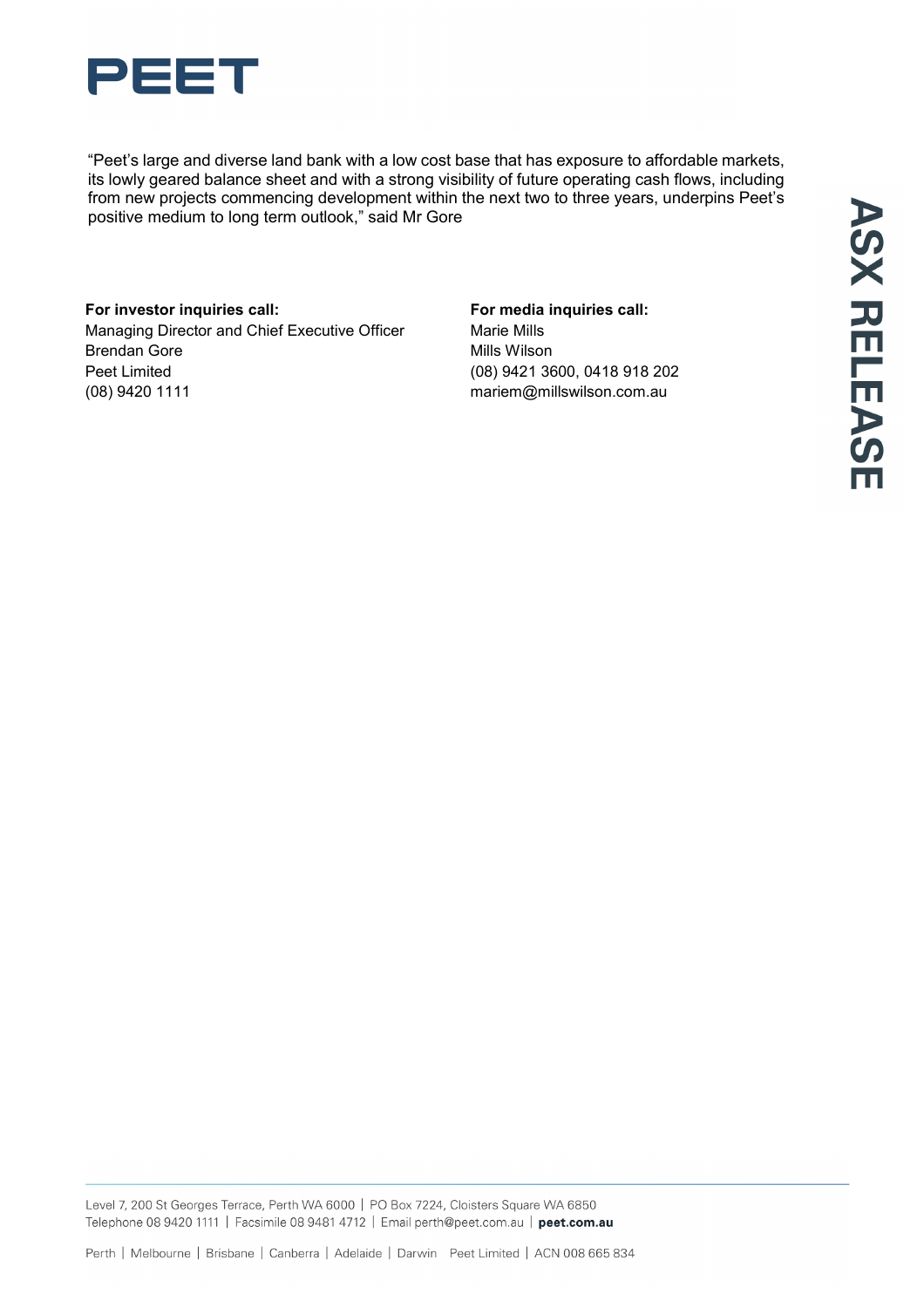"Peet's large and diverse land bank with a low cost base that has exposure to affordable markets, its lowly geared balance sheet and with a strong visibility of future operating cash flows, including from new projects commencing development within the next two to three years, underpins Peet's positive medium to long term outlook," said Mr Gore

**For investor inquiries call:**
Managing Director and Chief Executive Officer
Brendan Gore
Peet Limited
(08) 9420 1111

**For media inquiries call:**
Marie Mills
Mills Wilson
(08) 9421 3600, 0418 918 202
mariem@millswilson.com.au